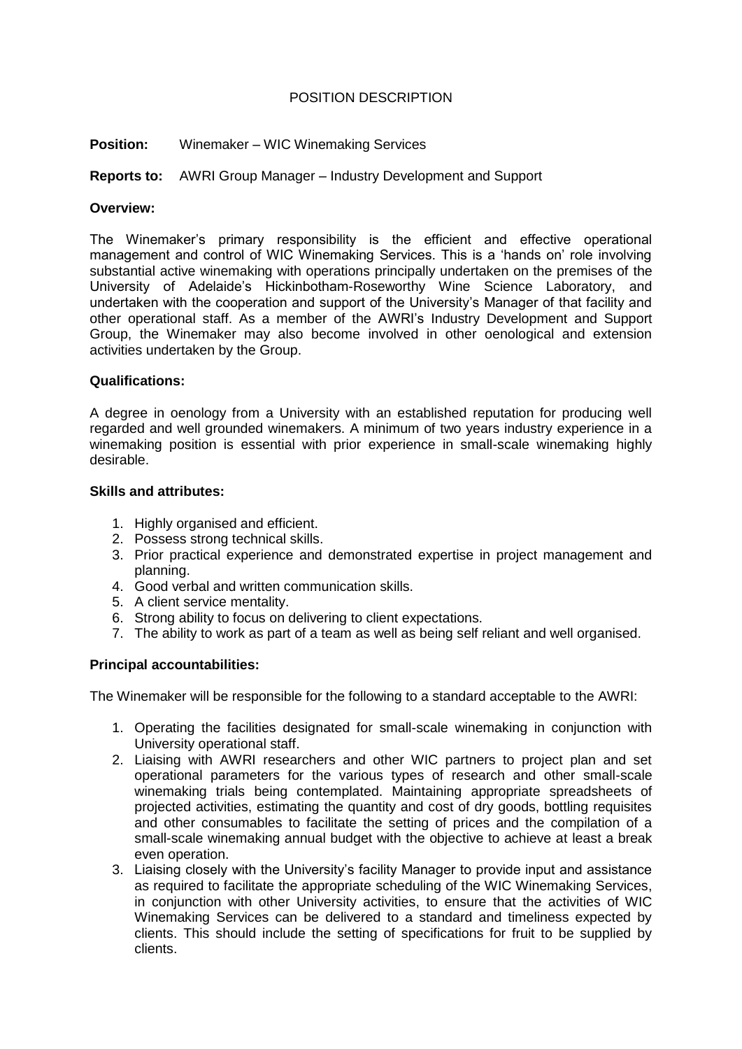# POSITION DESCRIPTION

**Position:** Winemaker – WIC Winemaking Services

**Reports to:** AWRI Group Manager – Industry Development and Support

**Overview:**

The Winemaker's primary responsibility is the efficient and effective operational management and control of WIC Winemaking Services. This is a 'hands on' role involving substantial active winemaking with operations principally undertaken on the premises of the University of Adelaide's Hickinbotham-Roseworthy Wine Science Laboratory, and undertaken with the cooperation and support of the University's Manager of that facility and other operational staff. As a member of the AWRI's Industry Development and Support Group, the Winemaker may also become involved in other oenological and extension activities undertaken by the Group.

**Qualifications:**

A degree in oenology from a University with an established reputation for producing well regarded and well grounded winemakers. A minimum of two years industry experience in a winemaking position is essential with prior experience in small-scale winemaking highly desirable.

**Skills and attributes:**

1. Highly organised and efficient.
2. Possess strong technical skills.
3. Prior practical experience and demonstrated expertise in project management and planning.
4. Good verbal and written communication skills.
5. A client service mentality.
6. Strong ability to focus on delivering to client expectations.
7. The ability to work as part of a team as well as being self reliant and well organised.

**Principal accountabilities:**

The Winemaker will be responsible for the following to a standard acceptable to the AWRI:

1. Operating the facilities designated for small-scale winemaking in conjunction with University operational staff.
2. Liaising with AWRI researchers and other WIC partners to project plan and set operational parameters for the various types of research and other small-scale winemaking trials being contemplated. Maintaining appropriate spreadsheets of projected activities, estimating the quantity and cost of dry goods, bottling requisites and other consumables to facilitate the setting of prices and the compilation of a small-scale winemaking annual budget with the objective to achieve at least a break even operation.
3. Liaising closely with the University's facility Manager to provide input and assistance as required to facilitate the appropriate scheduling of the WIC Winemaking Services, in conjunction with other University activities, to ensure that the activities of WIC Winemaking Services can be delivered to a standard and timeliness expected by clients. This should include the setting of specifications for fruit to be supplied by clients.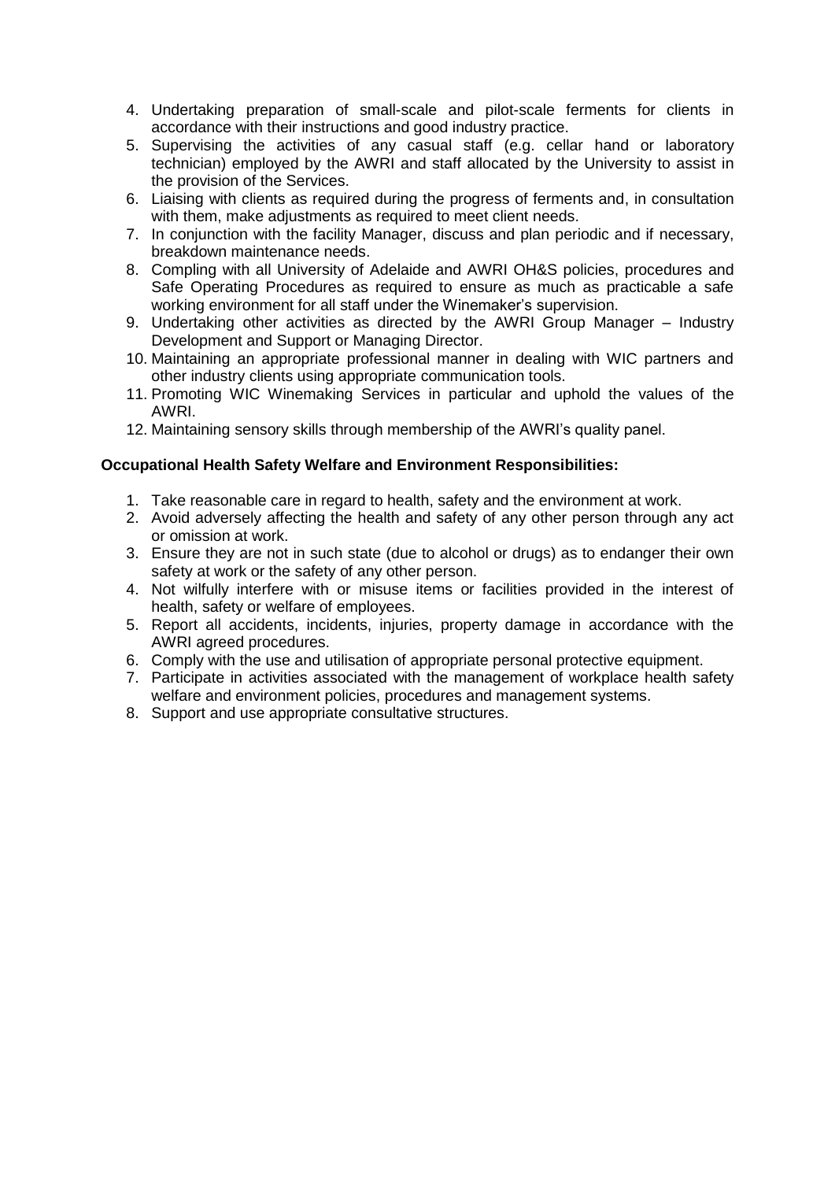4. Undertaking preparation of small-scale and pilot-scale ferments for clients in accordance with their instructions and good industry practice.
5. Supervising the activities of any casual staff (e.g. cellar hand or laboratory technician) employed by the AWRI and staff allocated by the University to assist in the provision of the Services.
6. Liaising with clients as required during the progress of ferments and, in consultation with them, make adjustments as required to meet client needs.
7. In conjunction with the facility Manager, discuss and plan periodic and if necessary, breakdown maintenance needs.
8. Compling with all University of Adelaide and AWRI OH&S policies, procedures and Safe Operating Procedures as required to ensure as much as practicable a safe working environment for all staff under the Winemaker's supervision.
9. Undertaking other activities as directed by the AWRI Group Manager – Industry Development and Support or Managing Director.
10. Maintaining an appropriate professional manner in dealing with WIC partners and other industry clients using appropriate communication tools.
11. Promoting WIC Winemaking Services in particular and uphold the values of the AWRI.
12. Maintaining sensory skills through membership of the AWRI's quality panel.

**Occupational Health Safety Welfare and Environment Responsibilities:**

1. Take reasonable care in regard to health, safety and the environment at work.
2. Avoid adversely affecting the health and safety of any other person through any act or omission at work.
3. Ensure they are not in such state (due to alcohol or drugs) as to endanger their own safety at work or the safety of any other person.
4. Not wilfully interfere with or misuse items or facilities provided in the interest of health, safety or welfare of employees.
5. Report all accidents, incidents, injuries, property damage in accordance with the AWRI agreed procedures.
6. Comply with the use and utilisation of appropriate personal protective equipment.
7. Participate in activities associated with the management of workplace health safety welfare and environment policies, procedures and management systems.
8. Support and use appropriate consultative structures.